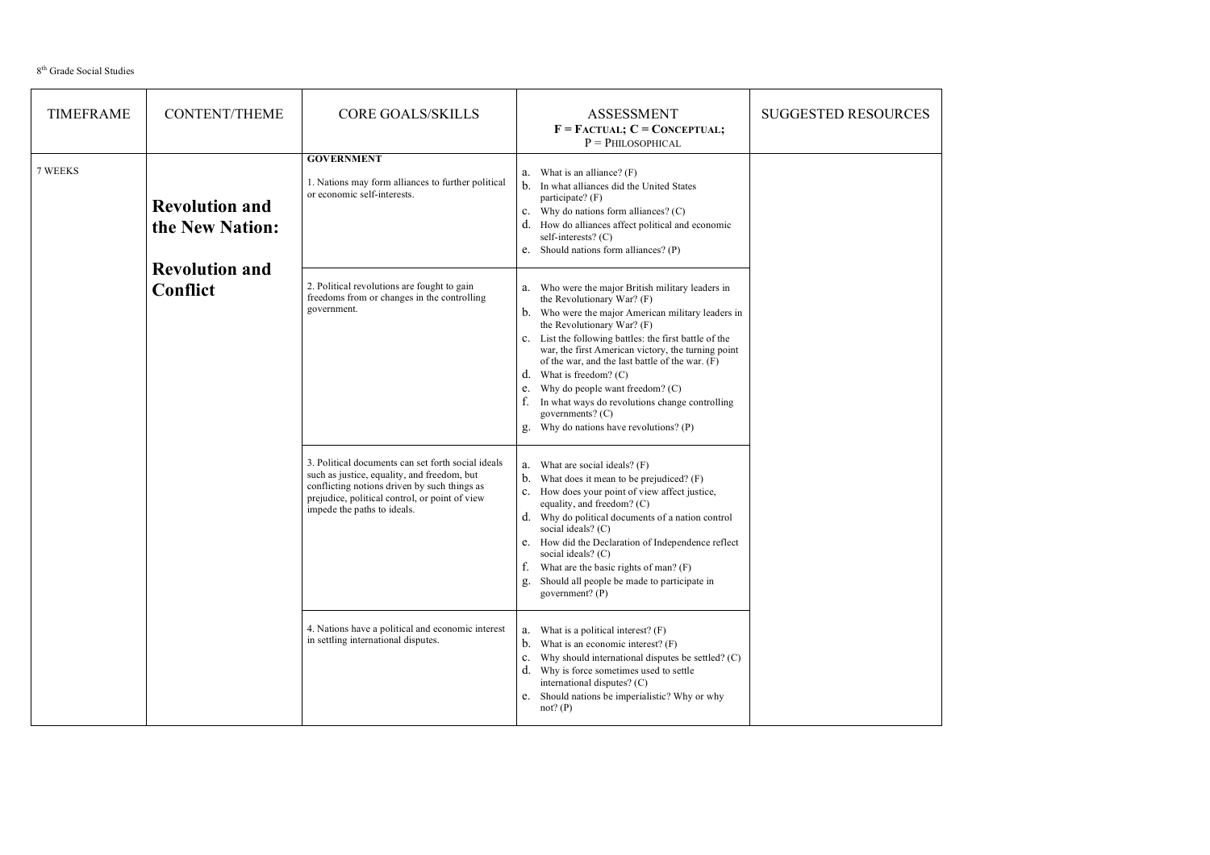8th Grade Social Studies

| TIMEFRAME | CONTENT/THEME | CORE GOALS/SKILLS | ASSESSMENT<br>F = FACTUAL; C = CONCEPTUAL;<br>P = PHILOSOPHICAL | SUGGESTED RESOURCES |
|---|---|---|---|---|
| 7 WEEKS | **Revolution and the New Nation:**<br><br>**Revolution and Conflict** | **GOVERNMENT**<br><br>1. Nations may form alliances to further political or economic self-interests. | a. What is an alliance? (F)<br>b. In what alliances did the United States participate? (F)<br>c. Why do nations form alliances? (C)<br>d. How do alliances affect political and economic self-interests? (C)<br>e. Should nations form alliances? (P) | |
| | | 2. Political revolutions are fought to gain freedoms from or changes in the controlling government. | a. Who were the major British military leaders in the Revolutionary War? (F)<br>b. Who were the major American military leaders in the Revolutionary War? (F)<br>c. List the following battles: the first battle of the war, the first American victory, the turning point of the war, and the last battle of the war. (F)<br>d. What is freedom? (C)<br>e. Why do people want freedom? (C)<br>f. In what ways do revolutions change controlling governments? (C)<br>g. Why do nations have revolutions? (P) | |
| | | 3. Political documents can set forth social ideals such as justice, equality, and freedom, but conflicting notions driven by such things as prejudice, political control, or point of view impede the paths to ideals. | a. What are social ideals? (F)<br>b. What does it mean to be prejudiced? (F)<br>c. How does your point of view affect justice, equality, and freedom? (C)<br>d. Why do political documents of a nation control social ideals? (C)<br>e. How did the Declaration of Independence reflect social ideals? (C)<br>f. What are the basic rights of man? (F)<br>g. Should all people be made to participate in government? (P) | |
| | | 4. Nations have a political and economic interest in settling international disputes. | a. What is a political interest? (F)<br>b. What is an economic interest? (F)<br>c. Why should international disputes be settled? (C)<br>d. Why is force sometimes used to settle international disputes? (C)<br>e. Should nations be imperialistic? Why or why not? (P) | |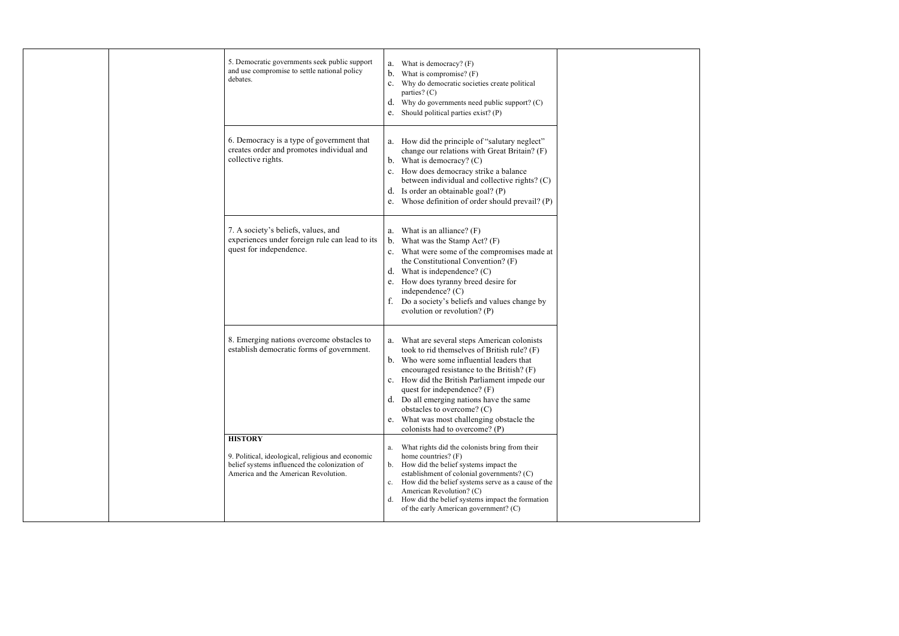| | | | | |
|---|---|---|---|---|
| | | 5. Democratic governments seek public support and use compromise to settle national policy debates. | a. What is democracy? (F)<br>b. What is compromise? (F)<br>c. Why do democratic societies create political parties? (C)<br>d. Why do governments need public support? (C)<br>e. Should political parties exist? (P) | |
| | | 6. Democracy is a type of government that creates order and promotes individual and collective rights. | a. How did the principle of "salutary neglect" change our relations with Great Britain? (F)<br>b. What is democracy? (C)<br>c. How does democracy strike a balance between individual and collective rights? (C)<br>d. Is order an obtainable goal? (P)<br>e. Whose definition of order should prevail? (P) | |
| | | 7. A society's beliefs, values, and experiences under foreign rule can lead to its quest for independence. | a. What is an alliance? (F)<br>b. What was the Stamp Act? (F)<br>c. What were some of the compromises made at the Constitutional Convention? (F)<br>d. What is independence? (C)<br>e. How does tyranny breed desire for independence? (C)<br>f. Do a society's beliefs and values change by evolution or revolution? (P) | |
| | | 8. Emerging nations overcome obstacles to establish democratic forms of government. | a. What are several steps American colonists took to rid themselves of British rule? (F)<br>b. Who were some influential leaders that encouraged resistance to the British? (F)<br>c. How did the British Parliament impede our quest for independence? (F)<br>d. Do all emerging nations have the same obstacles to overcome? (C)<br>e. What was most challenging obstacle the colonists had to overcome? (P) | |
| | | **HISTORY**<br><br>9. Political, ideological, religious and economic belief systems influenced the colonization of America and the American Revolution. | a. What rights did the colonists bring from their home countries? (F)<br>b. How did the belief systems impact the establishment of colonial governments? (C)<br>c. How did the belief systems serve as a cause of the American Revolution? (C)<br>d. How did the belief systems impact the formation of the early American government? (C) | |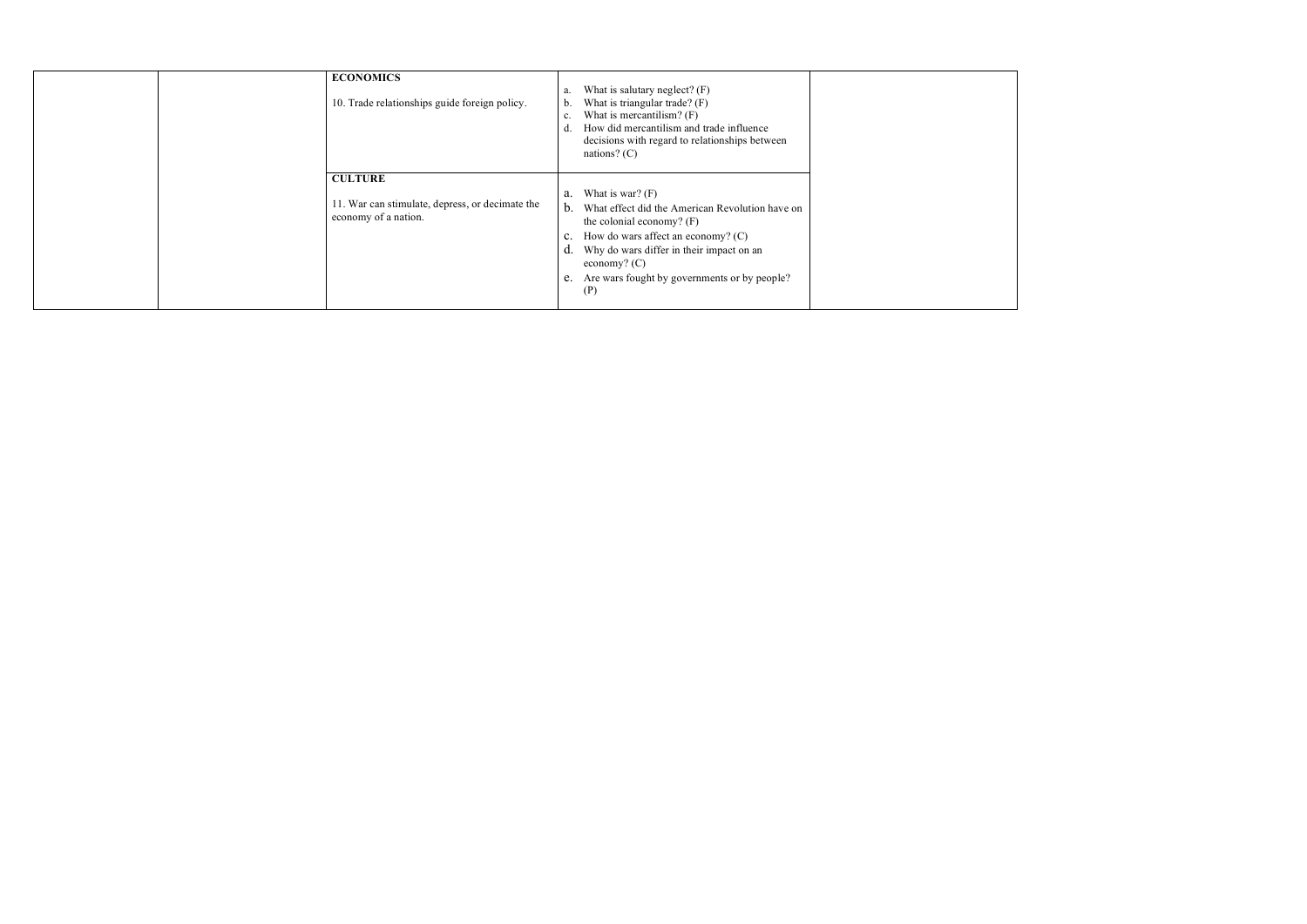| | | | | |
|---|---|---|---|---|
| | | **ECONOMICS**<br><br>10. Trade relationships guide foreign policy. | a. What is salutary neglect? (F)<br>b. What is triangular trade? (F)<br>c. What is mercantilism? (F)<br>d. How did mercantilism and trade influence decisions with regard to relationships between nations? (C) | |
| | | **CULTURE**<br><br>11. War can stimulate, depress, or decimate the economy of a nation. | a. What is war? (F)<br>b. What effect did the American Revolution have on the colonial economy? (F)<br>c. How do wars affect an economy? (C)<br>d. Why do wars differ in their impact on an economy? (C)<br>e. Are wars fought by governments or by people? (P) | |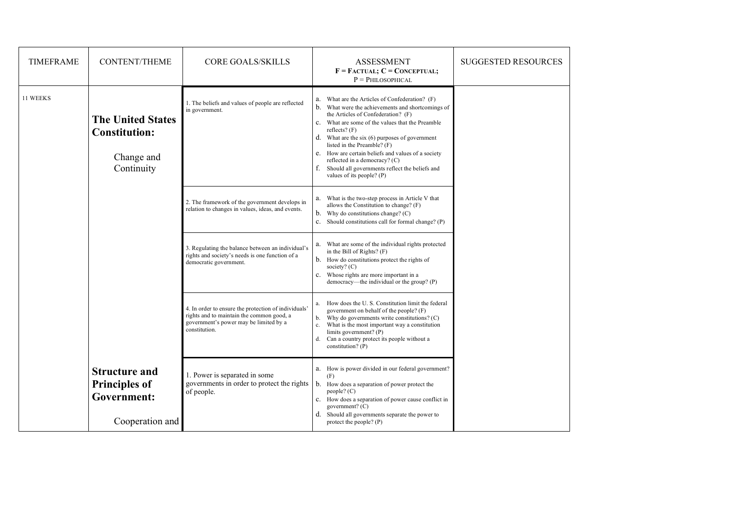| TIMEFRAME | CONTENT/THEME | CORE GOALS/SKILLS | ASSESSMENT<br>**F = FACTUAL; C = CONCEPTUAL;**<br>P = PHILOSOPHICAL | SUGGESTED RESOURCES |
|---|---|---|---|---|
| 11 WEEKS | **The United States Constitution:**<br><br>Change and Continuity | 1. The beliefs and values of people are reflected in government. | a. What are the Articles of Confederation? (F)<br>b. What were the achievements and shortcomings of the Articles of Confederation? (F)<br>c. What are some of the values that the Preamble reflects? (F)<br>d. What are the six (6) purposes of government listed in the Preamble? (F)<br>e. How are certain beliefs and values of a society reflected in a democracy? (C)<br>f. Should all governments reflect the beliefs and values of its people? (P) | |
| | | 2. The framework of the government develops in relation to changes in values, ideas, and events. | a. What is the two-step process in Article V that allows the Constitution to change? (F)<br>b. Why do constitutions change? (C)<br>c. Should constitutions call for formal change? (P) | |
| | | 3. Regulating the balance between an individual's rights and society's needs is one function of a democratic government. | a. What are some of the individual rights protected in the Bill of Rights? (F)<br>b. How do constitutions protect the rights of society? (C)<br>c. Whose rights are more important in a democracy—the individual or the group? (P) | |
| | | 4. In order to ensure the protection of individuals' rights and to maintain the common good, a government's power may be limited by a constitution. | a. How does the U. S. Constitution limit the federal government on behalf of the people? (F)<br>b. Why do governments write constitutions? (C)<br>c. What is the most important way a constitution limits government? (P)<br>d. Can a country protect its people without a constitution? (P) | |
| | **Structure and Principles of Government:**<br><br>Cooperation and | 1. Power is separated in some governments in order to protect the rights of people. | a. How is power divided in our federal government? (F)<br>b. How does a separation of power protect the people? (C)<br>c. How does a separation of power cause conflict in government? (C)<br>d. Should all governments separate the power to protect the people? (P) | |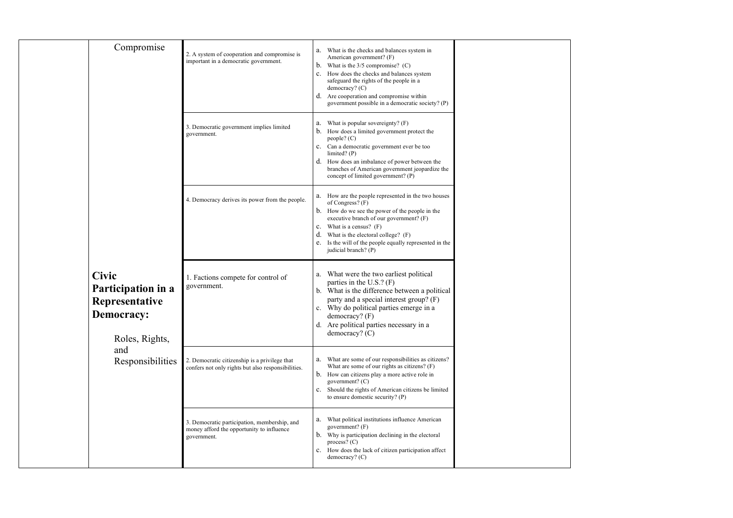|  | Compromise | 2. A system of cooperation and compromise is important in a democratic government. | a. What is the checks and balances system in American government? (F)<br>b. What is the 3/5 compromise? (C)<br>c. How does the checks and balances system safeguard the rights of the people in a democracy? (C)<br>d. Are cooperation and compromise within government possible in a democratic society? (P) |  |
|---|---|---|---|---|
|  |  | 3. Democratic government implies limited government. | a. What is popular sovereignty? (F)<br>b. How does a limited government protect the people? (C)<br>c. Can a democratic government ever be too limited? (P)<br>d. How does an imbalance of power between the branches of American government jeopardize the concept of limited government? (P) |  |
|  |  | 4. Democracy derives its power from the people. | a. How are the people represented in the two houses of Congress? (F)<br>b. How do we see the power of the people in the executive branch of our government? (F)<br>c. What is a census? (F)<br>d. What is the electoral college? (F)<br>e. Is the will of the people equally represented in the judicial branch? (P) |  |
|  | **Civic Participation in a Representative Democracy:**<br><br>Roles, Rights, and Responsibilities | 1. Factions compete for control of government. | a. What were the two earliest political parties in the U.S.? (F)<br>b. What is the difference between a political party and a special interest group? (F)<br>c. Why do political parties emerge in a democracy? (F)<br>d. Are political parties necessary in a democracy? (C) |  |
|  |  | 2. Democratic citizenship is a privilege that confers not only rights but also responsibilities. | a. What are some of our responsibilities as citizens? What are some of our rights as citizens? (F)<br>b. How can citizens play a more active role in government? (C)<br>c. Should the rights of American citizens be limited to ensure domestic security? (P) |  |
|  |  | 3. Democratic participation, membership, and money afford the opportunity to influence government. | a. What political institutions influence American government? (F)<br>b. Why is participation declining in the electoral process? (C)<br>c. How does the lack of citizen participation affect democracy? (C) |  |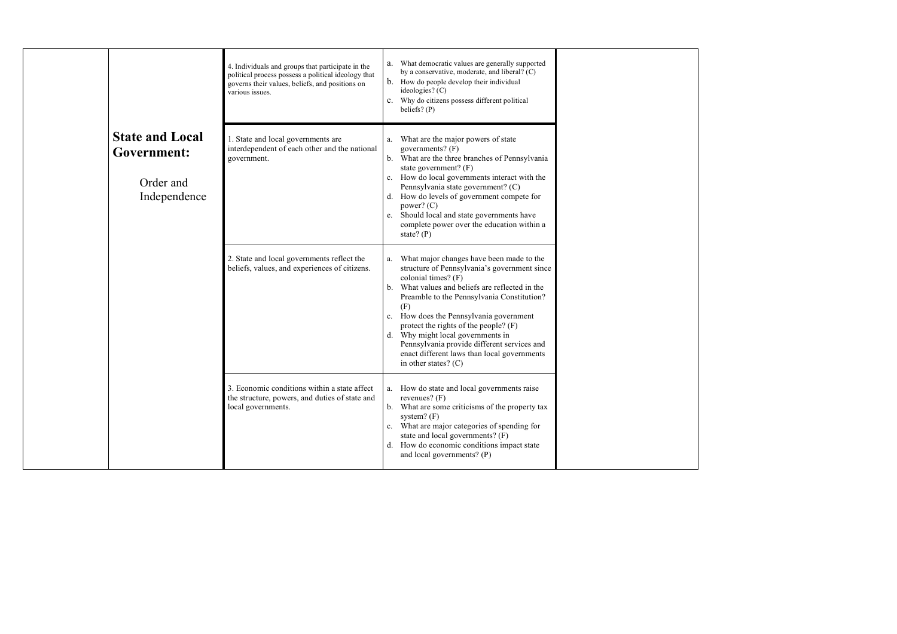|  |  |  |  |  |
|---|---|---|---|---|
|  |  | 4. Individuals and groups that participate in the political process possess a political ideology that governs their values, beliefs, and positions on various issues. | a. What democratic values are generally supported by a conservative, moderate, and liberal? (C)<br>b. How do people develop their individual ideologies? (C)<br>c. Why do citizens possess different political beliefs? (P) |  |
|  | **State and Local Government:**<br><br>Order and Independence | 1. State and local governments are interdependent of each other and the national government. | a. What are the major powers of state governments? (F)<br>b. What are the three branches of Pennsylvania state government? (F)<br>c. How do local governments interact with the Pennsylvania state government? (C)<br>d. How do levels of government compete for power? (C)<br>e. Should local and state governments have complete power over the education within a state? (P) |  |
|  |  | 2. State and local governments reflect the beliefs, values, and experiences of citizens. | a. What major changes have been made to the structure of Pennsylvania's government since colonial times? (F)<br>b. What values and beliefs are reflected in the Preamble to the Pennsylvania Constitution? (F)<br>c. How does the Pennsylvania government protect the rights of the people? (F)<br>d. Why might local governments in Pennsylvania provide different services and enact different laws than local governments in other states? (C) |  |
|  |  | 3. Economic conditions within a state affect the structure, powers, and duties of state and local governments. | a. How do state and local governments raise revenues? (F)<br>b. What are some criticisms of the property tax system? (F)<br>c. What are major categories of spending for state and local governments? (F)<br>d. How do economic conditions impact state and local governments? (P) |  |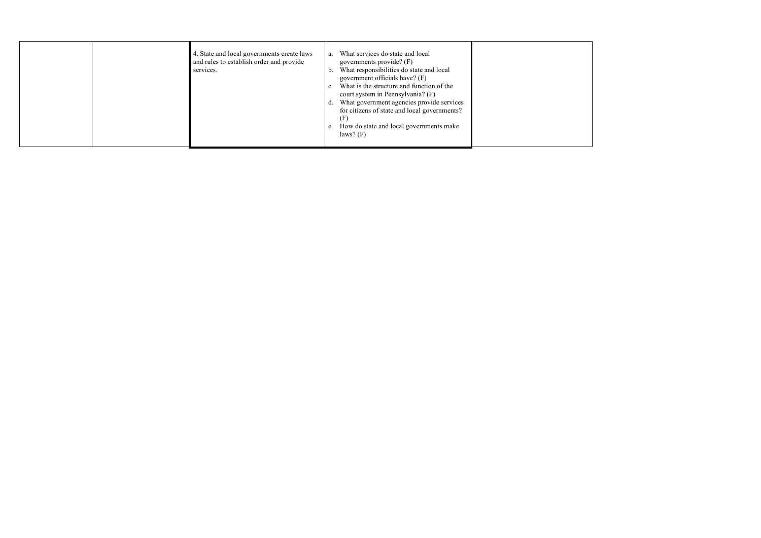| | | | | |
|---|---|---|---|---|
| | | 4. State and local governments create laws and rules to establish order and provide services. | a. What services do state and local governments provide? (F)<br>b. What responsibilities do state and local government officials have? (F)<br>c. What is the structure and function of the court system in Pennsylvania? (F)<br>d. What government agencies provide services for citizens of state and local governments? (F)<br>e. How do state and local governments make laws? (F) | |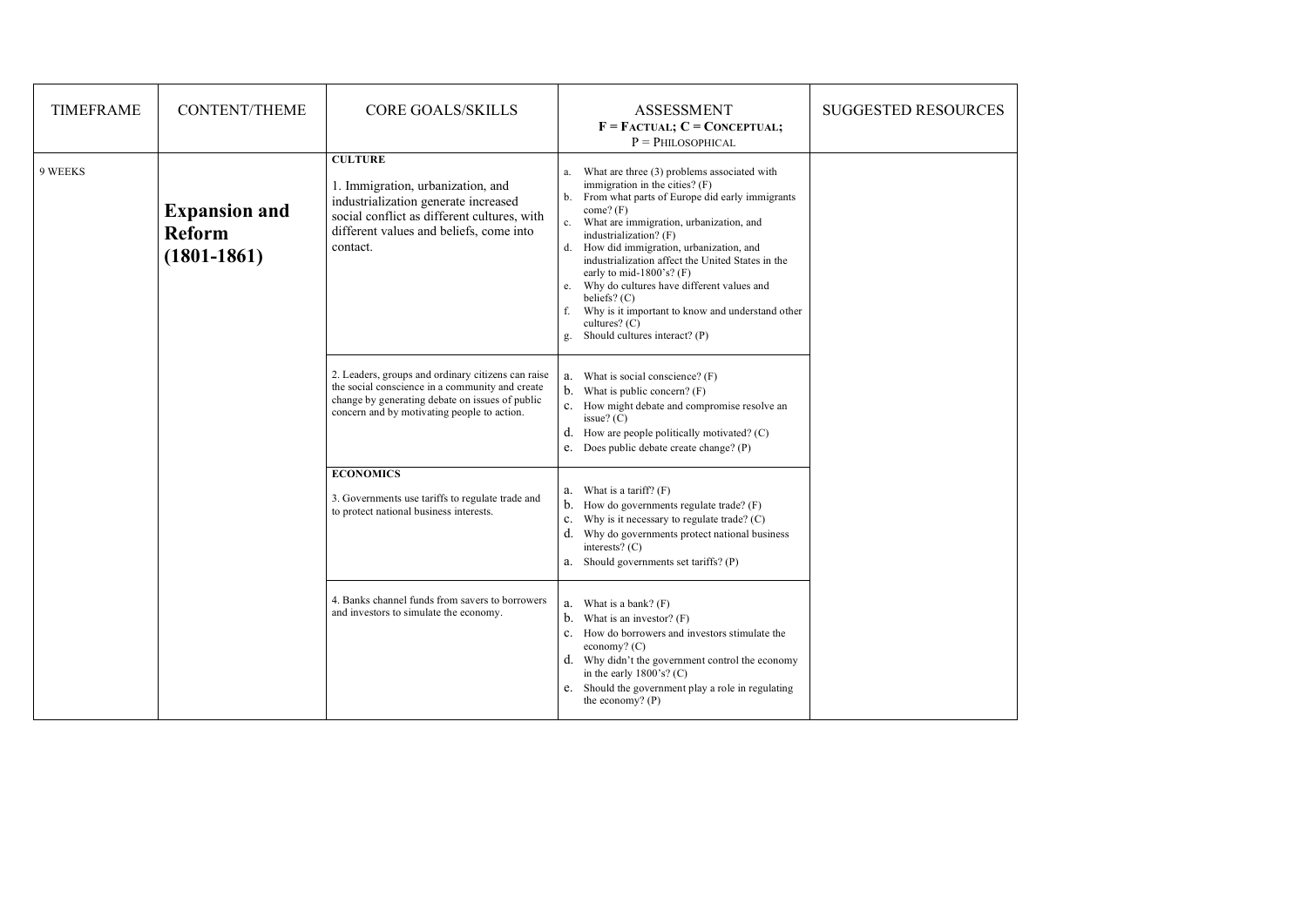| TIMEFRAME | CONTENT/THEME | CORE GOALS/SKILLS | ASSESSMENT<br>**F = Factual; C = Conceptual;**<br>P = Philosophical | SUGGESTED RESOURCES |
|---|---|---|---|---|
| 9 WEEKS | **Expansion and Reform (1801-1861)** | **CULTURE**<br>1. Immigration, urbanization, and industrialization generate increased social conflict as different cultures, with different values and beliefs, come into contact. | a. What are three (3) problems associated with immigration in the cities? (F)<br>b. From what parts of Europe did early immigrants come? (F)<br>c. What are immigration, urbanization, and industrialization? (F)<br>d. How did immigration, urbanization, and industrialization affect the United States in the early to mid-1800's? (F)<br>e. Why do cultures have different values and beliefs? (C)<br>f. Why is it important to know and understand other cultures? (C)<br>g. Should cultures interact? (P) | |
| | | 2. Leaders, groups and ordinary citizens can raise the social conscience in a community and create change by generating debate on issues of public concern and by motivating people to action. | a. What is social conscience? (F)<br>b. What is public concern? (F)<br>c. How might debate and compromise resolve an issue? (C)<br>d. How are people politically motivated? (C)<br>e. Does public debate create change? (P) | |
| | | **ECONOMICS**<br>3. Governments use tariffs to regulate trade and to protect national business interests. | a. What is a tariff? (F)<br>b. How do governments regulate trade? (F)<br>c. Why is it necessary to regulate trade? (C)<br>d. Why do governments protect national business interests? (C)<br>a. Should governments set tariffs? (P) | |
| | | 4. Banks channel funds from savers to borrowers and investors to simulate the economy. | a. What is a bank? (F)<br>b. What is an investor? (F)<br>c. How do borrowers and investors stimulate the economy? (C)<br>d. Why didn't the government control the economy in the early 1800's? (C)<br>e. Should the government play a role in regulating the economy? (P) | |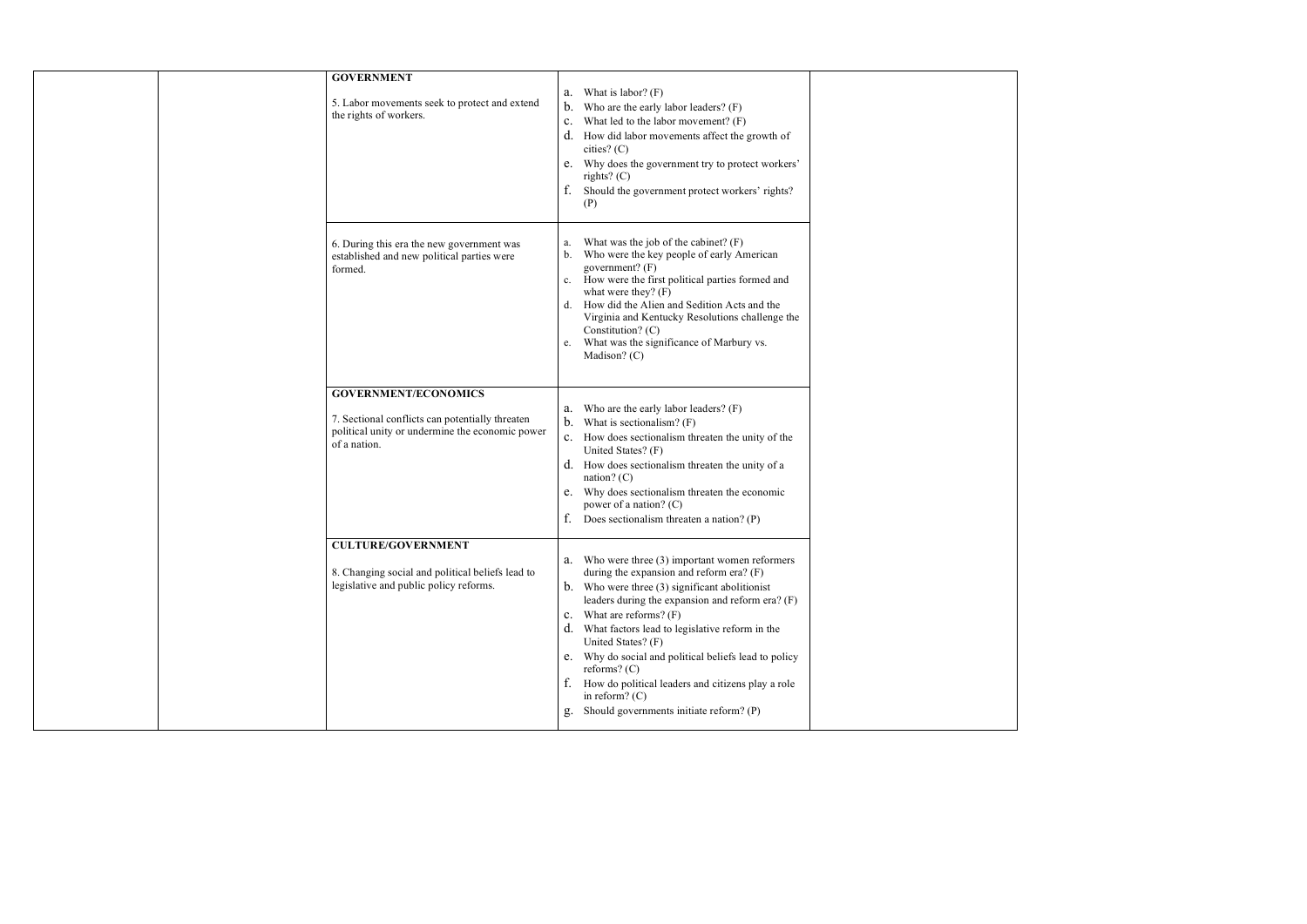|  |  |  |  |  |
|---|---|---|---|---|
|  |  | **GOVERNMENT**<br><br>5. Labor movements seek to protect and extend the rights of workers. | a. What is labor? (F)<br>b. Who are the early labor leaders? (F)<br>c. What led to the labor movement? (F)<br>d. How did labor movements affect the growth of cities? (C)<br>e. Why does the government try to protect workers' rights? (C)<br>f. Should the government protect workers' rights? (P) |  |
|  |  | 6. During this era the new government was established and new political parties were formed. | a. What was the job of the cabinet? (F)<br>b. Who were the key people of early American government? (F)<br>c. How were the first political parties formed and what were they? (F)<br>d. How did the Alien and Sedition Acts and the Virginia and Kentucky Resolutions challenge the Constitution? (C)<br>e. What was the significance of Marbury vs. Madison? (C) |  |
|  |  | **GOVERNMENT/ECONOMICS**<br><br>7. Sectional conflicts can potentially threaten political unity or undermine the economic power of a nation. | a. Who are the early labor leaders? (F)<br>b. What is sectionalism? (F)<br>c. How does sectionalism threaten the unity of the United States? (F)<br>d. How does sectionalism threaten the unity of a nation? (C)<br>e. Why does sectionalism threaten the economic power of a nation? (C)<br>f. Does sectionalism threaten a nation? (P) |  |
|  |  | **CULTURE/GOVERNMENT**<br><br>8. Changing social and political beliefs lead to legislative and public policy reforms. | a. Who were three (3) important women reformers during the expansion and reform era? (F)<br>b. Who were three (3) significant abolitionist leaders during the expansion and reform era? (F)<br>c. What are reforms? (F)<br>d. What factors lead to legislative reform in the United States? (F)<br>e. Why do social and political beliefs lead to policy reforms? (C)<br>f. How do political leaders and citizens play a role in reform? (C)<br>g. Should governments initiate reform? (P) |  |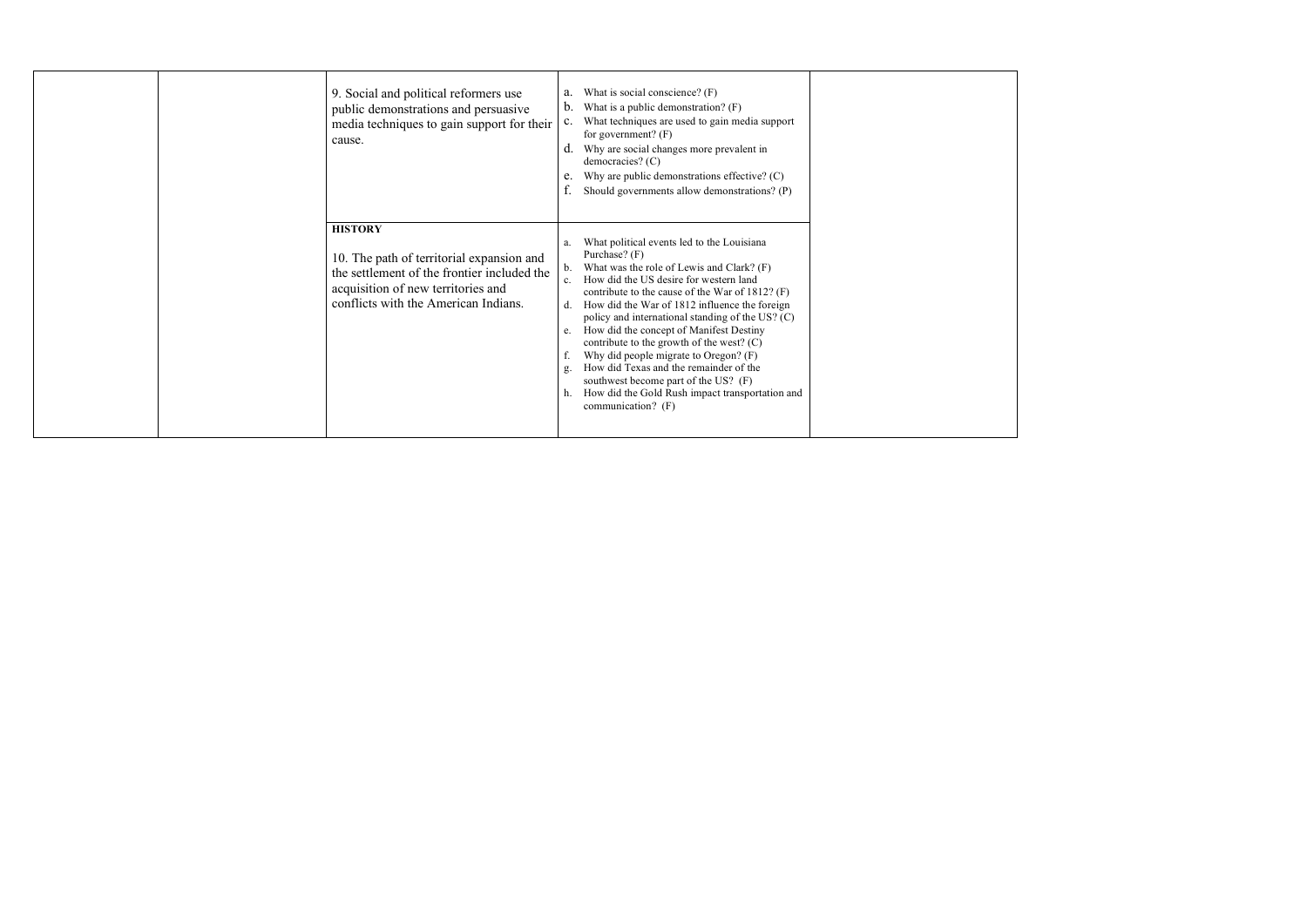|  |  |  |  |  |
|---|---|---|---|---|
|  |  | 9. Social and political reformers use public demonstrations and persuasive media techniques to gain support for their cause. | a. What is social conscience? (F)<br>b. What is a public demonstration? (F)<br>c. What techniques are used to gain media support for government? (F)<br>d. Why are social changes more prevalent in democracies? (C)<br>e. Why are public demonstrations effective? (C)<br>f. Should governments allow demonstrations? (P) |  |
|  |  | **HISTORY**<br><br>10. The path of territorial expansion and the settlement of the frontier included the acquisition of new territories and conflicts with the American Indians. | a. What political events led to the Louisiana Purchase? (F)<br>b. What was the role of Lewis and Clark? (F)<br>c. How did the US desire for western land contribute to the cause of the War of 1812? (F)<br>d. How did the War of 1812 influence the foreign policy and international standing of the US? (C)<br>e. How did the concept of Manifest Destiny contribute to the growth of the west? (C)<br>f. Why did people migrate to Oregon? (F)<br>g. How did Texas and the remainder of the southwest become part of the US? (F)<br>h. How did the Gold Rush impact transportation and communication? (F) |  |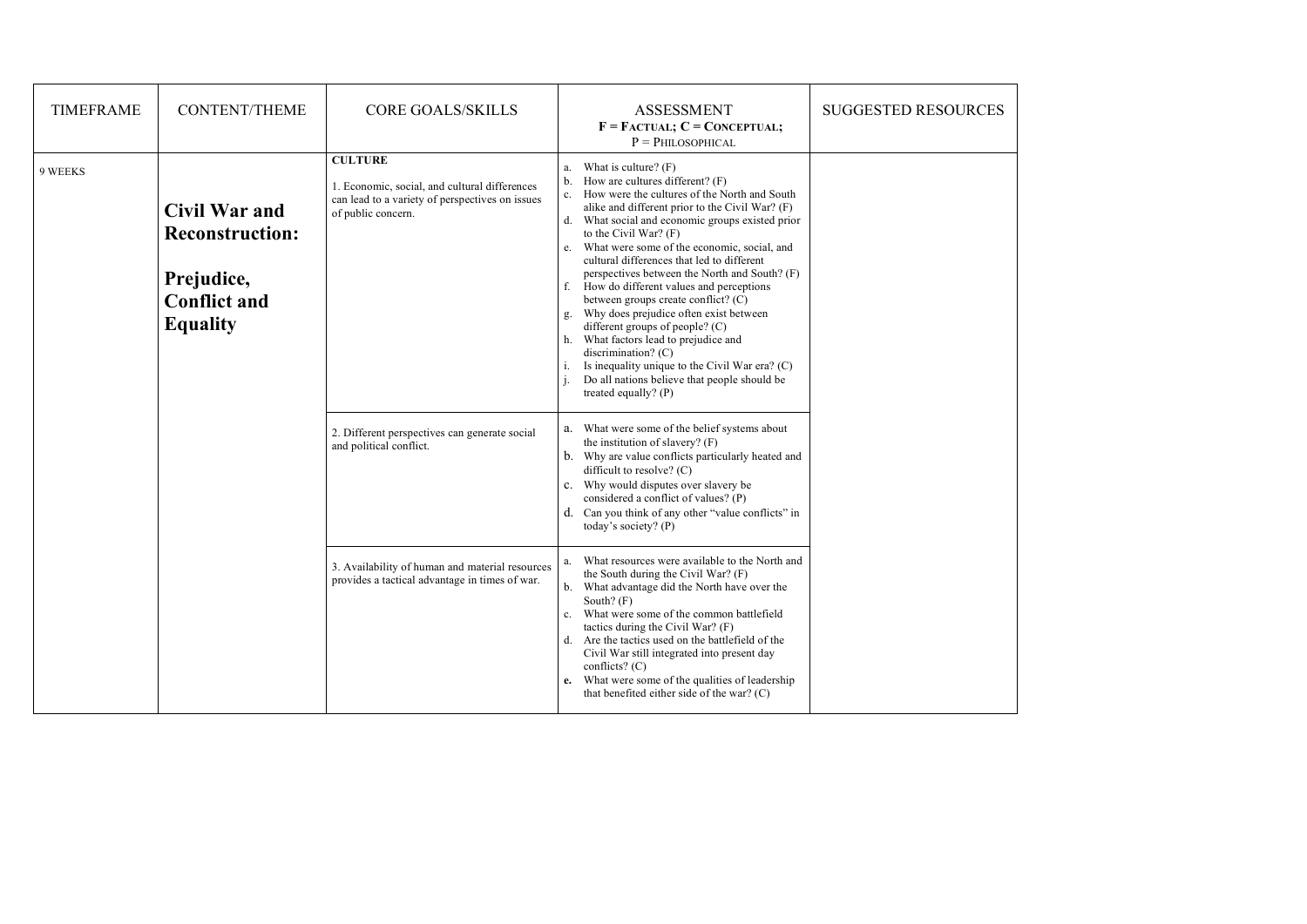| TIMEFRAME | CONTENT/THEME | CORE GOALS/SKILLS | ASSESSMENT<br>**F = FACTUAL; C = CONCEPTUAL;**<br>P = PHILOSOPHICAL | SUGGESTED RESOURCES |
|---|---|---|---|---|
| 9 WEEKS | **Civil War and Reconstruction:**<br><br>**Prejudice, Conflict and Equality** | **CULTURE**<br><br>1. Economic, social, and cultural differences can lead to a variety of perspectives on issues of public concern. | a. What is culture? (F)<br>b. How are cultures different? (F)<br>c. How were the cultures of the North and South alike and different prior to the Civil War? (F)<br>d. What social and economic groups existed prior to the Civil War? (F)<br>e. What were some of the economic, social, and cultural differences that led to different perspectives between the North and South? (F)<br>f. How do different values and perceptions between groups create conflict? (C)<br>g. Why does prejudice often exist between different groups of people? (C)<br>h. What factors lead to prejudice and discrimination? (C)<br>i. Is inequality unique to the Civil War era? (C)<br>j. Do all nations believe that people should be treated equally? (P) | |
| | | 2. Different perspectives can generate social and political conflict. | a. What were some of the belief systems about the institution of slavery? (F)<br>b. Why are value conflicts particularly heated and difficult to resolve? (C)<br>c. Why would disputes over slavery be considered a conflict of values? (P)<br>d. Can you think of any other "value conflicts" in today's society? (P) | |
| | | 3. Availability of human and material resources provides a tactical advantage in times of war. | a. What resources were available to the North and the South during the Civil War? (F)<br>b. What advantage did the North have over the South? (F)<br>c. What were some of the common battlefield tactics during the Civil War? (F)<br>d. Are the tactics used on the battlefield of the Civil War still integrated into present day conflicts? (C)<br>e. What were some of the qualities of leadership that benefited either side of the war? (C) | |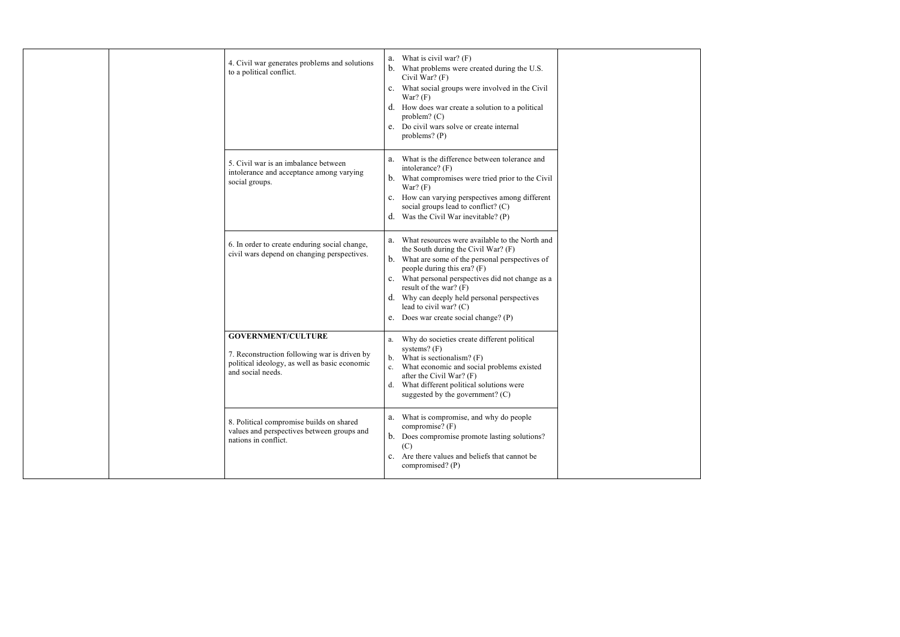| | | | | |
|---|---|---|---|---|
| | | 4. Civil war generates problems and solutions to a political conflict. | a. What is civil war? (F)<br>b. What problems were created during the U.S. Civil War? (F)<br>c. What social groups were involved in the Civil War? (F)<br>d. How does war create a solution to a political problem? (C)<br>e. Do civil wars solve or create internal problems? (P) | |
| | | 5. Civil war is an imbalance between intolerance and acceptance among varying social groups. | a. What is the difference between tolerance and intolerance? (F)<br>b. What compromises were tried prior to the Civil War? (F)<br>c. How can varying perspectives among different social groups lead to conflict? (C)<br>d. Was the Civil War inevitable? (P) | |
| | | 6. In order to create enduring social change, civil wars depend on changing perspectives. | a. What resources were available to the North and the South during the Civil War? (F)<br>b. What are some of the personal perspectives of people during this era? (F)<br>c. What personal perspectives did not change as a result of the war? (F)<br>d. Why can deeply held personal perspectives lead to civil war? (C)<br>e. Does war create social change? (P) | |
| | | **GOVERNMENT/CULTURE**<br><br>7. Reconstruction following war is driven by political ideology, as well as basic economic and social needs. | a. Why do societies create different political systems? (F)<br>b. What is sectionalism? (F)<br>c. What economic and social problems existed after the Civil War? (F)<br>d. What different political solutions were suggested by the government? (C) | |
| | | 8. Political compromise builds on shared values and perspectives between groups and nations in conflict. | a. What is compromise, and why do people compromise? (F)<br>b. Does compromise promote lasting solutions? (C)<br>c. Are there values and beliefs that cannot be compromised? (P) | |